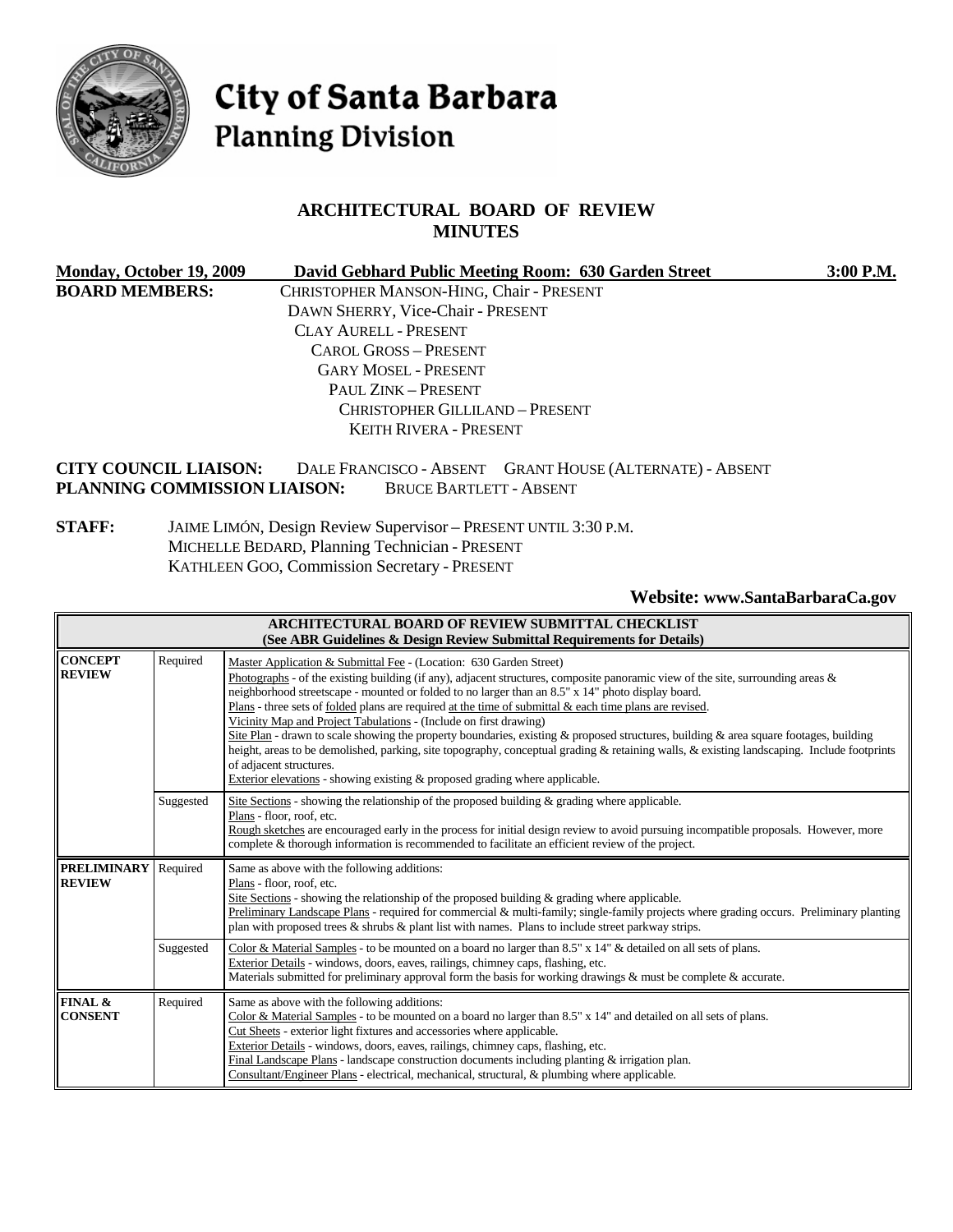# City of Santa Barbara
## Planning Division

## ARCHITECTURAL BOARD OF REVIEW
## MINUTES

**Monday, October 19, 2009** **David Gebhard Public Meeting Room: 630 Garden Street** **3:00 P.M.**

**BOARD MEMBERS:**
CHRISTOPHER MANSON-HING, Chair - PRESENT
DAWN SHERRY, Vice-Chair - PRESENT
CLAY AURELL - PRESENT
CAROL GROSS – PRESENT
GARY MOSEL - PRESENT
PAUL ZINK – PRESENT
CHRISTOPHER GILLILAND – PRESENT
KEITH RIVERA - PRESENT

**CITY COUNCIL LIAISON:** DALE FRANCISCO - ABSENT GRANT HOUSE (ALTERNATE) - ABSENT
**PLANNING COMMISSION LIAISON:** BRUCE BARTLETT - ABSENT

**STAFF:** JAIME LIMÓN, Design Review Supervisor – PRESENT UNTIL 3:30 P.M.
MICHELLE BEDARD, Planning Technician - PRESENT
KATHLEEN GOO, Commission Secretary - PRESENT

**Website: www.SantaBarbaraCa.gov**

| **ARCHITECTURAL BOARD OF REVIEW SUBMITTAL CHECKLIST (See ABR Guidelines & Design Review Submittal Requirements for Details)** | | |
|---|---|---|
| **CONCEPT REVIEW** | Required | Master Application & Submittal Fee - (Location: 630 Garden Street)<br>Photographs - of the existing building (if any), adjacent structures, composite panoramic view of the site, surrounding areas & neighborhood streetscape - mounted or folded to no larger than an 8.5" x 14" photo display board.<br>Plans - three sets of folded plans are required at the time of submittal & each time plans are revised.<br>Vicinity Map and Project Tabulations - (Include on first drawing)<br>Site Plan - drawn to scale showing the property boundaries, existing & proposed structures, building & area square footages, building height, areas to be demolished, parking, site topography, conceptual grading & retaining walls, & existing landscaping. Include footprints of adjacent structures.<br>Exterior elevations - showing existing & proposed grading where applicable. |
| | Suggested | Site Sections - showing the relationship of the proposed building & grading where applicable.<br>Plans - floor, roof, etc.<br>Rough sketches are encouraged early in the process for initial design review to avoid pursuing incompatible proposals. However, more complete & thorough information is recommended to facilitate an efficient review of the project. |
| **PRELIMINARY REVIEW** | Required | Same as above with the following additions:<br>Plans - floor, roof, etc.<br>Site Sections - showing the relationship of the proposed building & grading where applicable.<br>Preliminary Landscape Plans - required for commercial & multi-family; single-family projects where grading occurs. Preliminary planting plan with proposed trees & shrubs & plant list with names. Plans to include street parkway strips. |
| | Suggested | Color & Material Samples - to be mounted on a board no larger than 8.5" x 14" & detailed on all sets of plans.<br>Exterior Details - windows, doors, eaves, railings, chimney caps, flashing, etc.<br>Materials submitted for preliminary approval form the basis for working drawings & must be complete & accurate. |
| **FINAL & CONSENT** | Required | Same as above with the following additions:<br>Color & Material Samples - to be mounted on a board no larger than 8.5" x 14" and detailed on all sets of plans.<br>Cut Sheets - exterior light fixtures and accessories where applicable.<br>Exterior Details - windows, doors, eaves, railings, chimney caps, flashing, etc.<br>Final Landscape Plans - landscape construction documents including planting & irrigation plan.<br>Consultant/Engineer Plans - electrical, mechanical, structural, & plumbing where applicable. |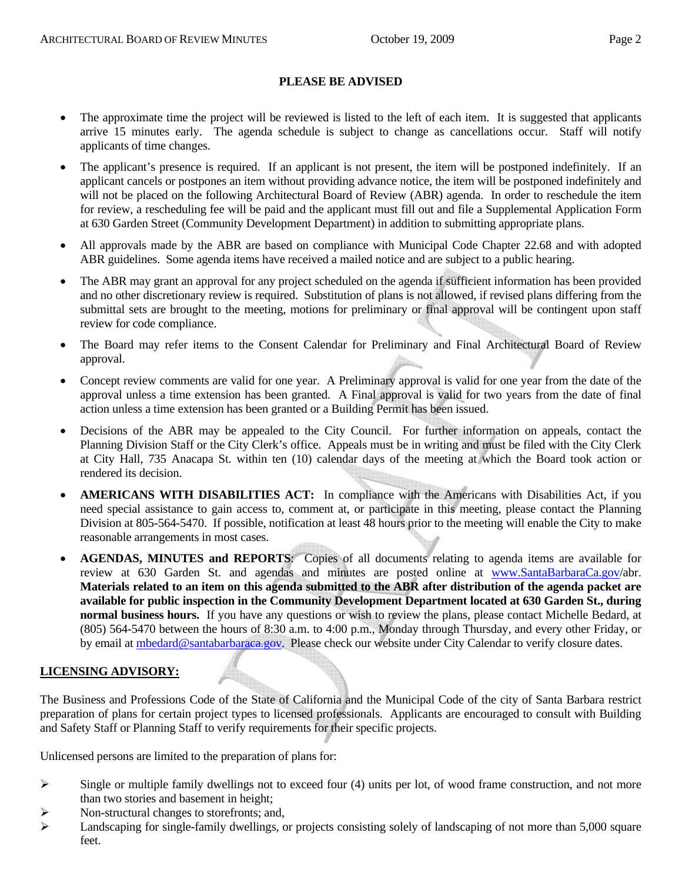**PLEASE BE ADVISED**

- The approximate time the project will be reviewed is listed to the left of each item. It is suggested that applicants arrive 15 minutes early. The agenda schedule is subject to change as cancellations occur. Staff will notify applicants of time changes.
- The applicant's presence is required. If an applicant is not present, the item will be postponed indefinitely. If an applicant cancels or postpones an item without providing advance notice, the item will be postponed indefinitely and will not be placed on the following Architectural Board of Review (ABR) agenda. In order to reschedule the item for review, a rescheduling fee will be paid and the applicant must fill out and file a Supplemental Application Form at 630 Garden Street (Community Development Department) in addition to submitting appropriate plans.
- All approvals made by the ABR are based on compliance with Municipal Code Chapter 22.68 and with adopted ABR guidelines. Some agenda items have received a mailed notice and are subject to a public hearing.
- The ABR may grant an approval for any project scheduled on the agenda if sufficient information has been provided and no other discretionary review is required. Substitution of plans is not allowed, if revised plans differing from the submittal sets are brought to the meeting, motions for preliminary or final approval will be contingent upon staff review for code compliance.
- The Board may refer items to the Consent Calendar for Preliminary and Final Architectural Board of Review approval.
- Concept review comments are valid for one year. A Preliminary approval is valid for one year from the date of the approval unless a time extension has been granted. A Final approval is valid for two years from the date of final action unless a time extension has been granted or a Building Permit has been issued.
- Decisions of the ABR may be appealed to the City Council. For further information on appeals, contact the Planning Division Staff or the City Clerk's office. Appeals must be in writing and must be filed with the City Clerk at City Hall, 735 Anacapa St. within ten (10) calendar days of the meeting at which the Board took action or rendered its decision.
- **AMERICANS WITH DISABILITIES ACT:** In compliance with the Americans with Disabilities Act, if you need special assistance to gain access to, comment at, or participate in this meeting, please contact the Planning Division at 805-564-5470. If possible, notification at least 48 hours prior to the meeting will enable the City to make reasonable arrangements in most cases.
- **AGENDAS, MINUTES and REPORTS**: Copies of all documents relating to agenda items are available for review at 630 Garden St. and agendas and minutes are posted online at www.SantaBarbaraCa.gov/abr. **Materials related to an item on this agenda submitted to the ABR after distribution of the agenda packet are available for public inspection in the Community Development Department located at 630 Garden St., during normal business hours.** If you have any questions or wish to review the plans, please contact Michelle Bedard, at (805) 564-5470 between the hours of 8:30 a.m. to 4:00 p.m., Monday through Thursday, and every other Friday, or by email at mbedard@santabarbaraca.gov. Please check our website under City Calendar to verify closure dates.

## LICENSING ADVISORY:

The Business and Professions Code of the State of California and the Municipal Code of the city of Santa Barbara restrict preparation of plans for certain project types to licensed professionals. Applicants are encouraged to consult with Building and Safety Staff or Planning Staff to verify requirements for their specific projects.

Unlicensed persons are limited to the preparation of plans for:

- Single or multiple family dwellings not to exceed four (4) units per lot, of wood frame construction, and not more than two stories and basement in height;
- Non-structural changes to storefronts; and,
- Landscaping for single-family dwellings, or projects consisting solely of landscaping of not more than 5,000 square feet.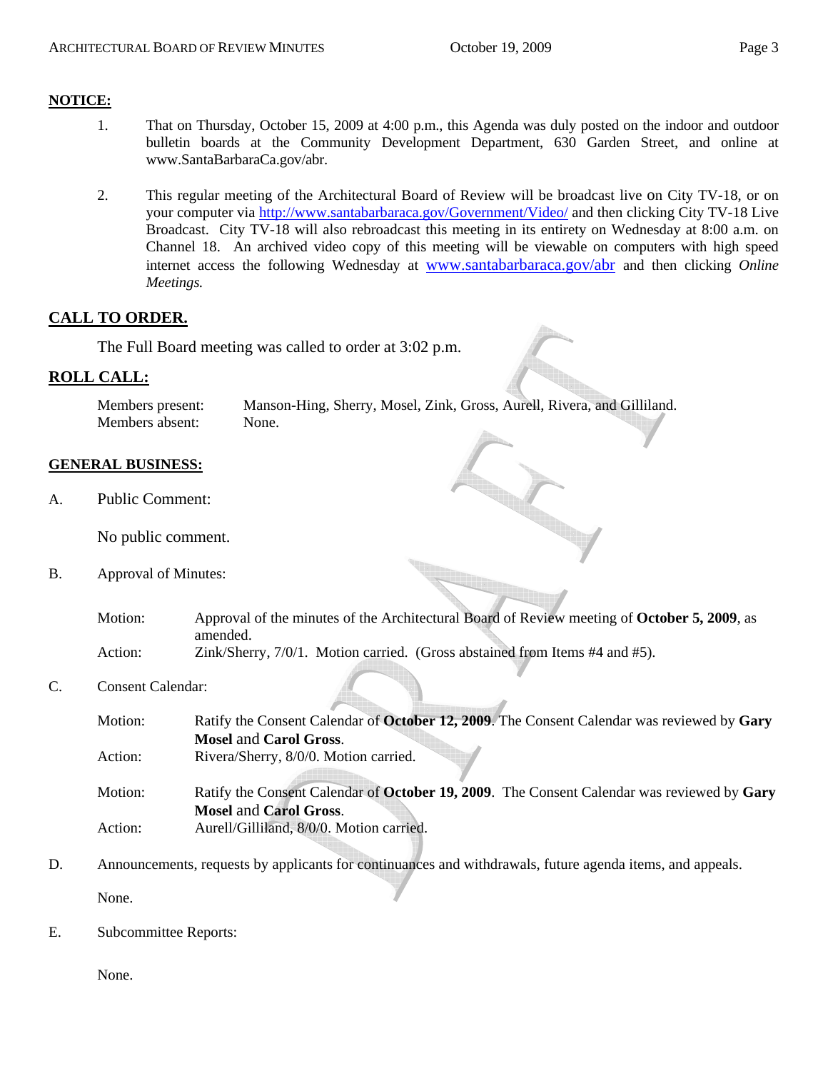**NOTICE:**

1. That on Thursday, October 15, 2009 at 4:00 p.m., this Agenda was duly posted on the indoor and outdoor bulletin boards at the Community Development Department, 630 Garden Street, and online at www.SantaBarbaraCa.gov/abr.

2. This regular meeting of the Architectural Board of Review will be broadcast live on City TV-18, or on your computer via http://www.santabarbaraca.gov/Government/Video/ and then clicking City TV-18 Live Broadcast. City TV-18 will also rebroadcast this meeting in its entirety on Wednesday at 8:00 a.m. on Channel 18. An archived video copy of this meeting will be viewable on computers with high speed internet access the following Wednesday at www.santabarbaraca.gov/abr and then clicking *Online Meetings.*

## CALL TO ORDER.

The Full Board meeting was called to order at 3:02 p.m.

## ROLL CALL:

Members present: Manson-Hing, Sherry, Mosel, Zink, Gross, Aurell, Rivera, and Gilliland.
Members absent: None.

**GENERAL BUSINESS:**

A. Public Comment:

No public comment.

B. Approval of Minutes:

Motion: Approval of the minutes of the Architectural Board of Review meeting of **October 5, 2009**, as amended.
Action: Zink/Sherry, 7/0/1. Motion carried. (Gross abstained from Items #4 and #5).

C. Consent Calendar:

Motion: Ratify the Consent Calendar of **October 12, 2009**. The Consent Calendar was reviewed by **Gary Mosel** and **Carol Gross**.
Action: Rivera/Sherry, 8/0/0. Motion carried.

Motion: Ratify the Consent Calendar of **October 19, 2009**. The Consent Calendar was reviewed by **Gary Mosel** and **Carol Gross**.
Action: Aurell/Gilliland, 8/0/0. Motion carried.

D. Announcements, requests by applicants for continuances and withdrawals, future agenda items, and appeals.

None.

E. Subcommittee Reports:

None.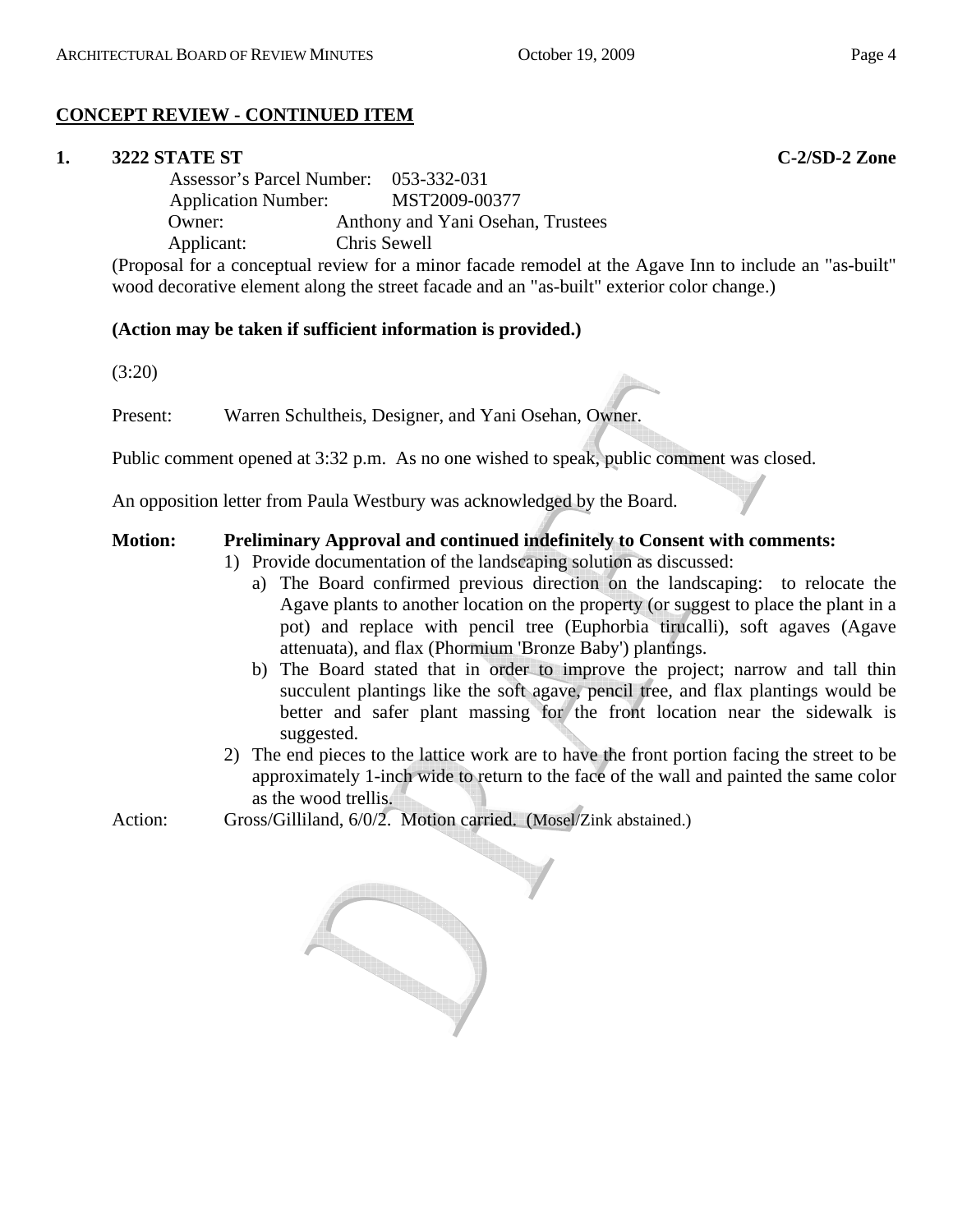## CONCEPT REVIEW - CONTINUED ITEM

**1. 3222 STATE ST** **C-2/SD-2 Zone**

Assessor's Parcel Number: 053-332-031
Application Number: MST2009-00377
Owner: Anthony and Yani Osehan, Trustees
Applicant: Chris Sewell

(Proposal for a conceptual review for a minor facade remodel at the Agave Inn to include an "as-built" wood decorative element along the street facade and an "as-built" exterior color change.)

**(Action may be taken if sufficient information is provided.)**

(3:20)

Present: Warren Schultheis, Designer, and Yani Osehan, Owner.

Public comment opened at 3:32 p.m. As no one wished to speak, public comment was closed.

An opposition letter from Paula Westbury was acknowledged by the Board.

**Motion: Preliminary Approval and continued indefinitely to Consent with comments:**

1) Provide documentation of the landscaping solution as discussed:
   a) The Board confirmed previous direction on the landscaping: to relocate the Agave plants to another location on the property (or suggest to place the plant in a pot) and replace with pencil tree (Euphorbia tirucalli), soft agaves (Agave attenuata), and flax (Phormium 'Bronze Baby') plantings.
   b) The Board stated that in order to improve the project; narrow and tall thin succulent plantings like the soft agave, pencil tree, and flax plantings would be better and safer plant massing for the front location near the sidewalk is suggested.
2) The end pieces to the lattice work are to have the front portion facing the street to be approximately 1-inch wide to return to the face of the wall and painted the same color as the wood trellis.

Action: Gross/Gilliland, 6/0/2. Motion carried. (Mosel/Zink abstained.)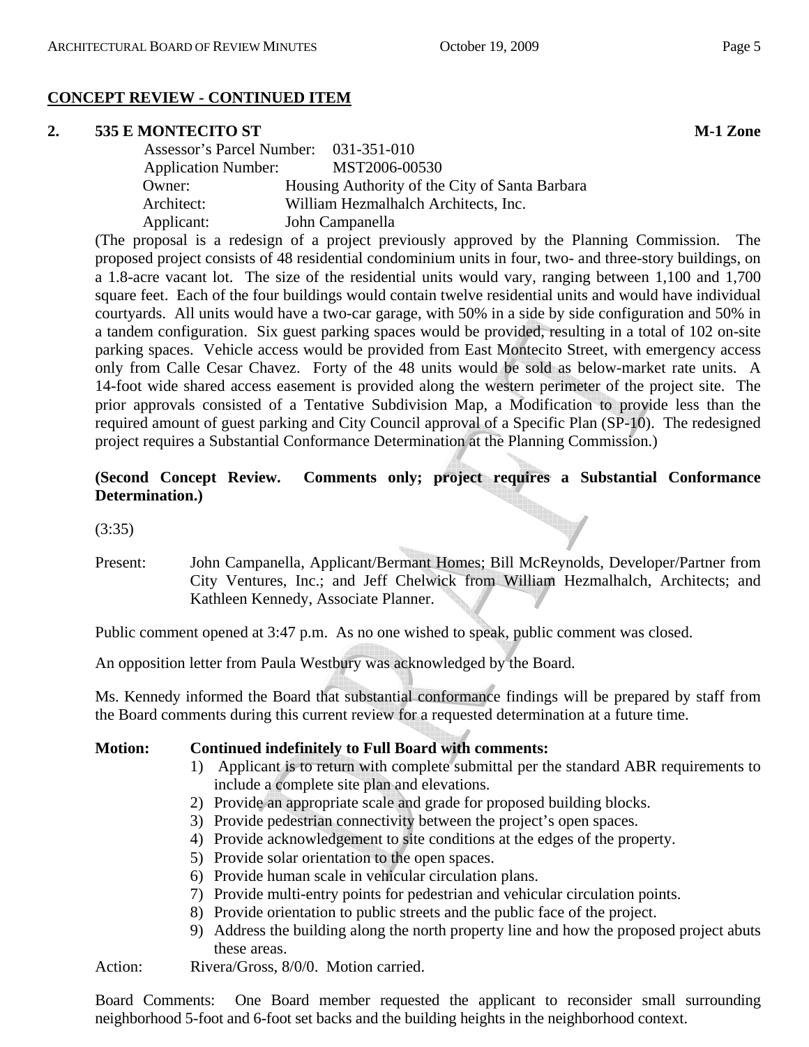## CONCEPT REVIEW - CONTINUED ITEM

### 2. 535 E MONTECITO ST — M-1 Zone

Assessor's Parcel Number: 031-351-010
Application Number: MST2006-00530
Owner: Housing Authority of the City of Santa Barbara
Architect: William Hezmalhalch Architects, Inc.
Applicant: John Campanella

(The proposal is a redesign of a project previously approved by the Planning Commission. The proposed project consists of 48 residential condominium units in four, two- and three-story buildings, on a 1.8-acre vacant lot. The size of the residential units would vary, ranging between 1,100 and 1,700 square feet. Each of the four buildings would contain twelve residential units and would have individual courtyards. All units would have a two-car garage, with 50% in a side by side configuration and 50% in a tandem configuration. Six guest parking spaces would be provided, resulting in a total of 102 on-site parking spaces. Vehicle access would be provided from East Montecito Street, with emergency access only from Calle Cesar Chavez. Forty of the 48 units would be sold as below-market rate units. A 14-foot wide shared access easement is provided along the western perimeter of the project site. The prior approvals consisted of a Tentative Subdivision Map, a Modification to provide less than the required amount of guest parking and City Council approval of a Specific Plan (SP-10). The redesigned project requires a Substantial Conformance Determination at the Planning Commission.)

**(Second Concept Review. Comments only; project requires a Substantial Conformance Determination.)**

(3:35)

Present: John Campanella, Applicant/Bermant Homes; Bill McReynolds, Developer/Partner from City Ventures, Inc.; and Jeff Chelwick from William Hezmalhalch, Architects; and Kathleen Kennedy, Associate Planner.

Public comment opened at 3:47 p.m. As no one wished to speak, public comment was closed.

An opposition letter from Paula Westbury was acknowledged by the Board.

Ms. Kennedy informed the Board that substantial conformance findings will be prepared by staff from the Board comments during this current review for a requested determination at a future time.

**Motion: Continued indefinitely to Full Board with comments:**

1) Applicant is to return with complete submittal per the standard ABR requirements to include a complete site plan and elevations.
2) Provide an appropriate scale and grade for proposed building blocks.
3) Provide pedestrian connectivity between the project's open spaces.
4) Provide acknowledgement to site conditions at the edges of the property.
5) Provide solar orientation to the open spaces.
6) Provide human scale in vehicular circulation plans.
7) Provide multi-entry points for pedestrian and vehicular circulation points.
8) Provide orientation to public streets and the public face of the project.
9) Address the building along the north property line and how the proposed project abuts these areas.

Action: Rivera/Gross, 8/0/0. Motion carried.

Board Comments: One Board member requested the applicant to reconsider small surrounding neighborhood 5-foot and 6-foot set backs and the building heights in the neighborhood context.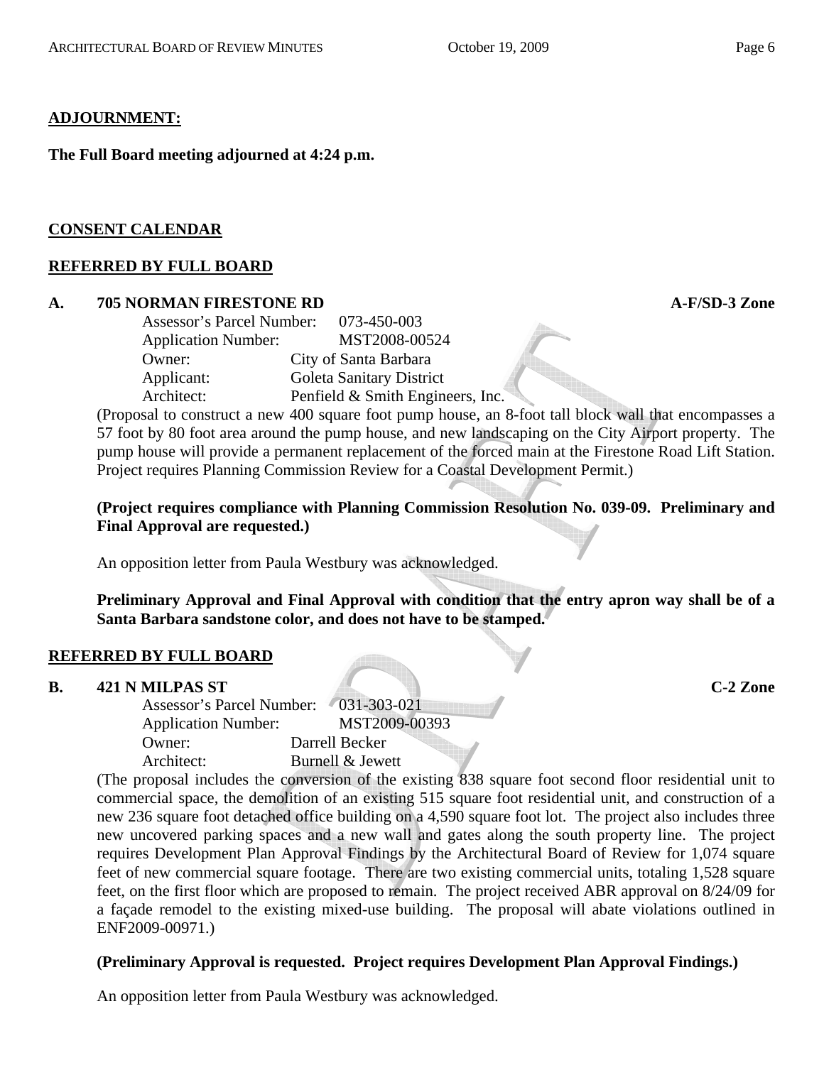## ADJOURNMENT:

**The Full Board meeting adjourned at 4:24 p.m.**

## CONSENT CALENDAR

## REFERRED BY FULL BOARD

### A. 705 NORMAN FIRESTONE RD — A-F/SD-3 Zone

Assessor's Parcel Number: 073-450-003
Application Number: MST2008-00524
Owner: City of Santa Barbara
Applicant: Goleta Sanitary District
Architect: Penfield & Smith Engineers, Inc.

(Proposal to construct a new 400 square foot pump house, an 8-foot tall block wall that encompasses a 57 foot by 80 foot area around the pump house, and new landscaping on the City Airport property. The pump house will provide a permanent replacement of the forced main at the Firestone Road Lift Station. Project requires Planning Commission Review for a Coastal Development Permit.)

**(Project requires compliance with Planning Commission Resolution No. 039-09. Preliminary and Final Approval are requested.)**

An opposition letter from Paula Westbury was acknowledged.

**Preliminary Approval and Final Approval with condition that the entry apron way shall be of a Santa Barbara sandstone color, and does not have to be stamped.**

## REFERRED BY FULL BOARD

### B. 421 N MILPAS ST — C-2 Zone

Assessor's Parcel Number: 031-303-021
Application Number: MST2009-00393
Owner: Darrell Becker
Architect: Burnell & Jewett

(The proposal includes the conversion of the existing 838 square foot second floor residential unit to commercial space, the demolition of an existing 515 square foot residential unit, and construction of a new 236 square foot detached office building on a 4,590 square foot lot. The project also includes three new uncovered parking spaces and a new wall and gates along the south property line. The project requires Development Plan Approval Findings by the Architectural Board of Review for 1,074 square feet of new commercial square footage. There are two existing commercial units, totaling 1,528 square feet, on the first floor which are proposed to remain. The project received ABR approval on 8/24/09 for a façade remodel to the existing mixed-use building. The proposal will abate violations outlined in ENF2009-00971.)

**(Preliminary Approval is requested. Project requires Development Plan Approval Findings.)**

An opposition letter from Paula Westbury was acknowledged.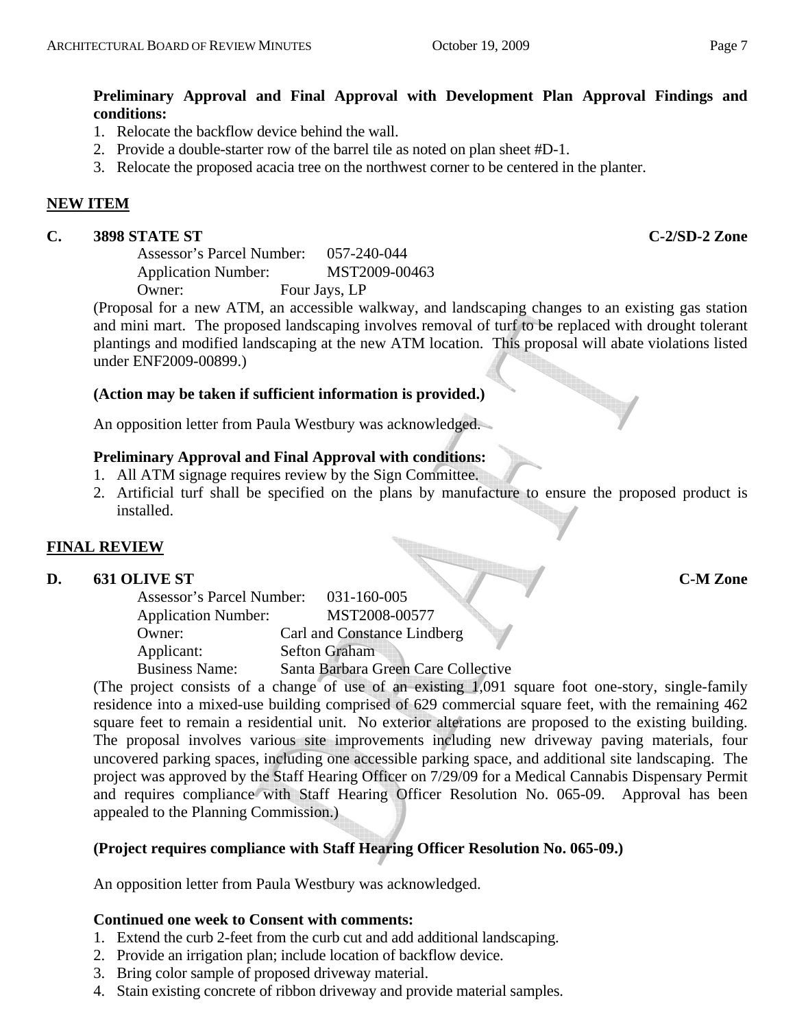**Preliminary Approval and Final Approval with Development Plan Approval Findings and conditions:**

1. Relocate the backflow device behind the wall.
2. Provide a double-starter row of the barrel tile as noted on plan sheet #D-1.
3. Relocate the proposed acacia tree on the northwest corner to be centered in the planter.

## NEW ITEM

### C. 3898 STATE ST — C-2/SD-2 Zone

Assessor's Parcel Number: 057-240-044
Application Number: MST2009-00463
Owner: Four Jays, LP

(Proposal for a new ATM, an accessible walkway, and landscaping changes to an existing gas station and mini mart. The proposed landscaping involves removal of turf to be replaced with drought tolerant plantings and modified landscaping at the new ATM location. This proposal will abate violations listed under ENF2009-00899.)

**(Action may be taken if sufficient information is provided.)**

An opposition letter from Paula Westbury was acknowledged.

**Preliminary Approval and Final Approval with conditions:**

1. All ATM signage requires review by the Sign Committee.
2. Artificial turf shall be specified on the plans by manufacture to ensure the proposed product is installed.

## FINAL REVIEW

### D. 631 OLIVE ST — C-M Zone

Assessor's Parcel Number: 031-160-005
Application Number: MST2008-00577
Owner: Carl and Constance Lindberg
Applicant: Sefton Graham
Business Name: Santa Barbara Green Care Collective

(The project consists of a change of use of an existing 1,091 square foot one-story, single-family residence into a mixed-use building comprised of 629 commercial square feet, with the remaining 462 square feet to remain a residential unit. No exterior alterations are proposed to the existing building. The proposal involves various site improvements including new driveway paving materials, four uncovered parking spaces, including one accessible parking space, and additional site landscaping. The project was approved by the Staff Hearing Officer on 7/29/09 for a Medical Cannabis Dispensary Permit and requires compliance with Staff Hearing Officer Resolution No. 065-09. Approval has been appealed to the Planning Commission.)

**(Project requires compliance with Staff Hearing Officer Resolution No. 065-09.)**

An opposition letter from Paula Westbury was acknowledged.

**Continued one week to Consent with comments:**

1. Extend the curb 2-feet from the curb cut and add additional landscaping.
2. Provide an irrigation plan; include location of backflow device.
3. Bring color sample of proposed driveway material.
4. Stain existing concrete of ribbon driveway and provide material samples.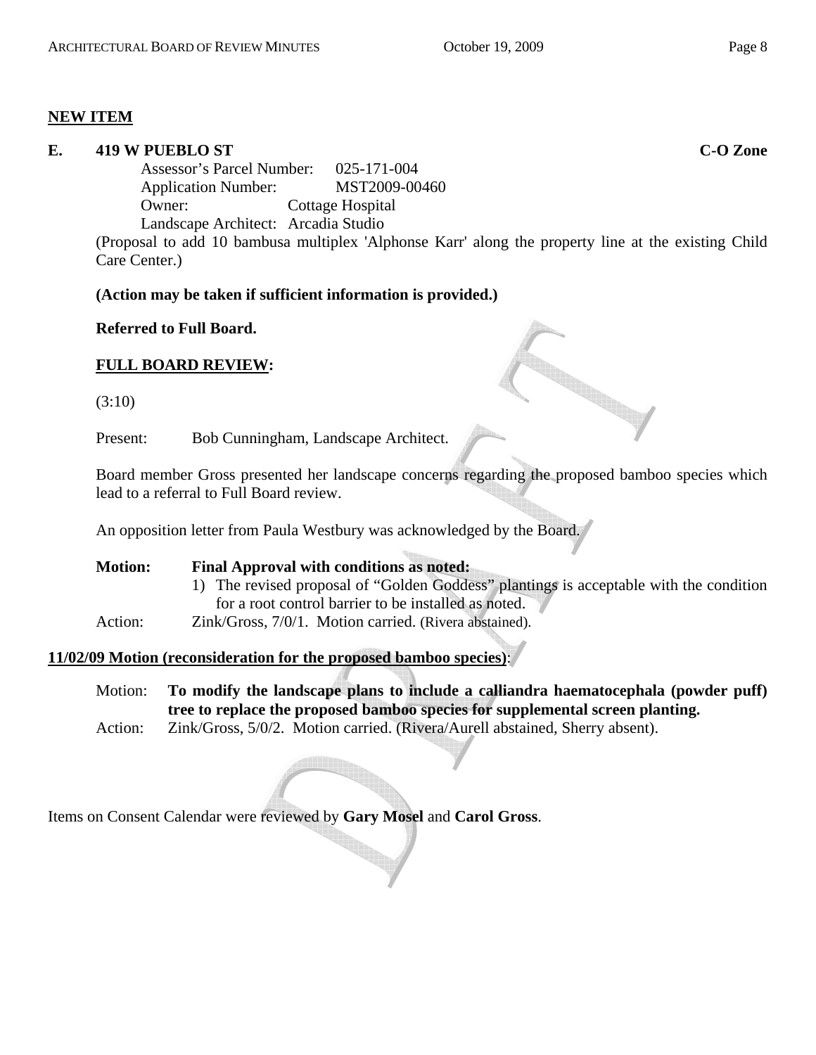**NEW ITEM**

**E. 419 W PUEBLO ST C-O Zone**

Assessor's Parcel Number: 025-171-004
Application Number: MST2009-00460
Owner: Cottage Hospital
Landscape Architect: Arcadia Studio

(Proposal to add 10 bambusa multiplex 'Alphonse Karr' along the property line at the existing Child Care Center.)

**(Action may be taken if sufficient information is provided.)**

**Referred to Full Board.**

**FULL BOARD REVIEW:**

(3:10)

Present: Bob Cunningham, Landscape Architect.

Board member Gross presented her landscape concerns regarding the proposed bamboo species which lead to a referral to Full Board review.

An opposition letter from Paula Westbury was acknowledged by the Board.

**Motion: Final Approval with conditions as noted:**

1) The revised proposal of "Golden Goddess" plantings is acceptable with the condition for a root control barrier to be installed as noted.

Action: Zink/Gross, 7/0/1. Motion carried. (Rivera abstained).

**11/02/09 Motion (reconsideration for the proposed bamboo species)**:

Motion: **To modify the landscape plans to include a calliandra haematocephala (powder puff) tree to replace the proposed bamboo species for supplemental screen planting.**

Action: Zink/Gross, 5/0/2. Motion carried. (Rivera/Aurell abstained, Sherry absent).

Items on Consent Calendar were reviewed by **Gary Mosel** and **Carol Gross**.